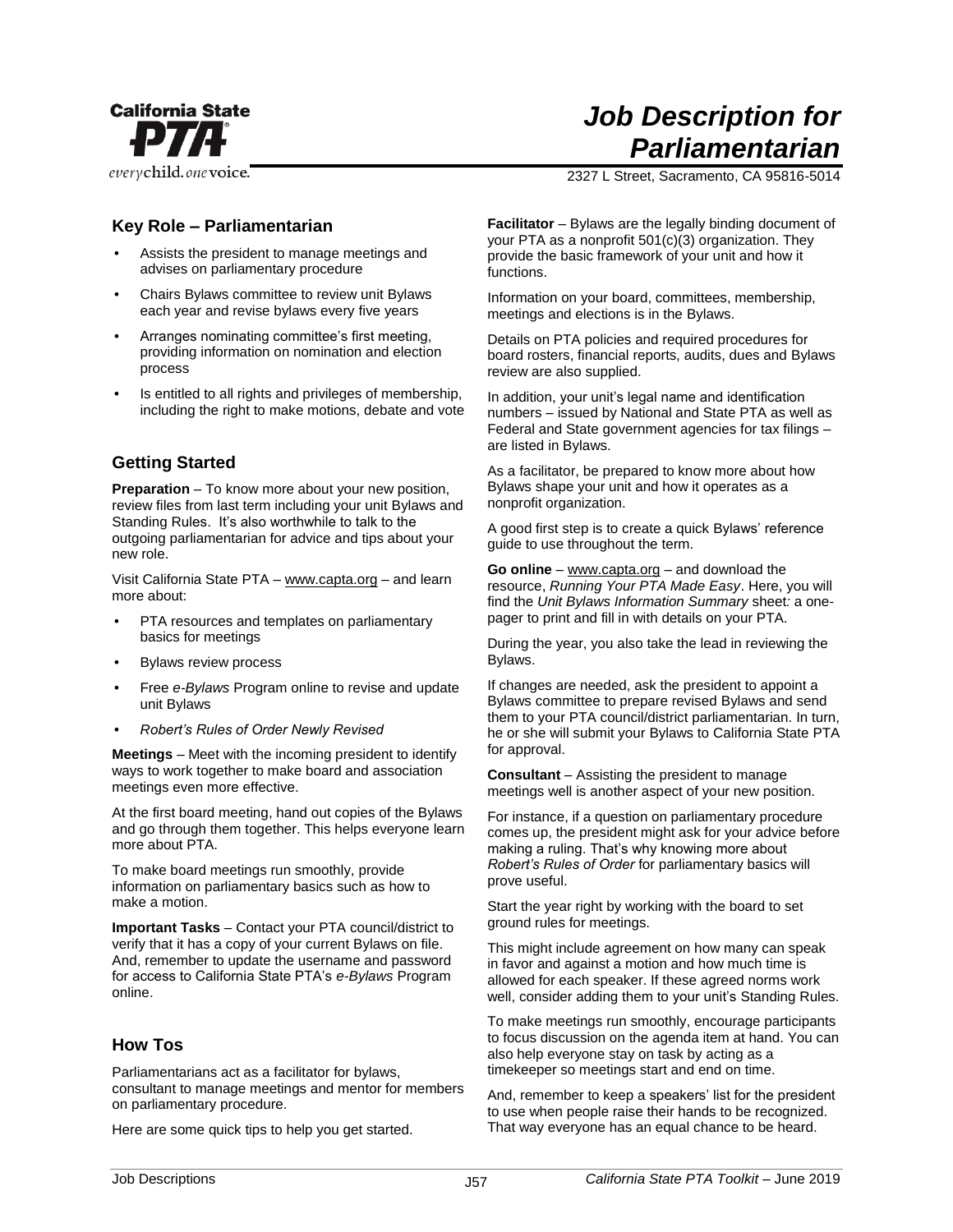# Job Description for Parliamentarian

California State PTA
everychild. onevoice.

2327 L Street, Sacramento, CA 95816-5014

## Key Role – Parliamentarian

- Assists the president to manage meetings and advises on parliamentary procedure
- Chairs Bylaws committee to review unit Bylaws each year and revise bylaws every five years
- Arranges nominating committee's first meeting, providing information on nomination and election process
- Is entitled to all rights and privileges of membership, including the right to make motions, debate and vote

## Getting Started

**Preparation** – To know more about your new position, review files from last term including your unit Bylaws and Standing Rules. It's also worthwhile to talk to the outgoing parliamentarian for advice and tips about your new role.

Visit California State PTA – www.capta.org – and learn more about:

- PTA resources and templates on parliamentary basics for meetings
- Bylaws review process
- Free *e-Bylaws* Program online to revise and update unit Bylaws
- *Robert's Rules of Order Newly Revised*

**Meetings** – Meet with the incoming president to identify ways to work together to make board and association meetings even more effective.

At the first board meeting, hand out copies of the Bylaws and go through them together. This helps everyone learn more about PTA.

To make board meetings run smoothly, provide information on parliamentary basics such as how to make a motion.

**Important Tasks** – Contact your PTA council/district to verify that it has a copy of your current Bylaws on file. And, remember to update the username and password for access to California State PTA's *e-Bylaws* Program online.

## How Tos

Parliamentarians act as a facilitator for bylaws, consultant to manage meetings and mentor for members on parliamentary procedure.

Here are some quick tips to help you get started.

**Facilitator** – Bylaws are the legally binding document of your PTA as a nonprofit 501(c)(3) organization. They provide the basic framework of your unit and how it functions.

Information on your board, committees, membership, meetings and elections is in the Bylaws.

Details on PTA policies and required procedures for board rosters, financial reports, audits, dues and Bylaws review are also supplied.

In addition, your unit's legal name and identification numbers – issued by National and State PTA as well as Federal and State government agencies for tax filings – are listed in Bylaws.

As a facilitator, be prepared to know more about how Bylaws shape your unit and how it operates as a nonprofit organization.

A good first step is to create a quick Bylaws' reference guide to use throughout the term.

**Go online** – www.capta.org – and download the resource, *Running Your PTA Made Easy*. Here, you will find the *Unit Bylaws Information Summary* sheet*:* a one-pager to print and fill in with details on your PTA.

During the year, you also take the lead in reviewing the Bylaws.

If changes are needed, ask the president to appoint a Bylaws committee to prepare revised Bylaws and send them to your PTA council/district parliamentarian. In turn, he or she will submit your Bylaws to California State PTA for approval.

**Consultant** – Assisting the president to manage meetings well is another aspect of your new position.

For instance, if a question on parliamentary procedure comes up, the president might ask for your advice before making a ruling. That's why knowing more about *Robert's Rules of Order* for parliamentary basics will prove useful.

Start the year right by working with the board to set ground rules for meetings.

This might include agreement on how many can speak in favor and against a motion and how much time is allowed for each speaker. If these agreed norms work well, consider adding them to your unit's Standing Rules.

To make meetings run smoothly, encourage participants to focus discussion on the agenda item at hand. You can also help everyone stay on task by acting as a timekeeper so meetings start and end on time.

And, remember to keep a speakers' list for the president to use when people raise their hands to be recognized. That way everyone has an equal chance to be heard.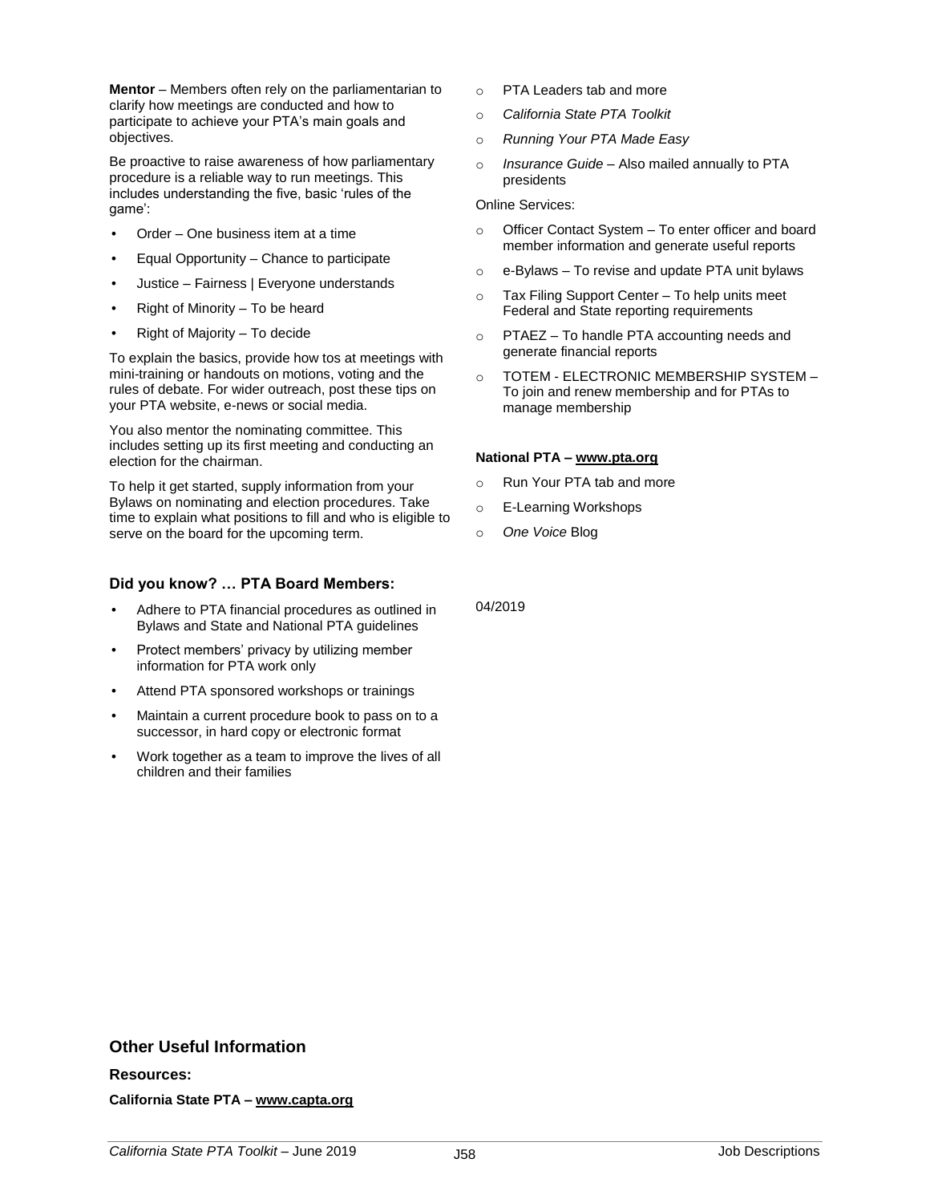**Mentor** – Members often rely on the parliamentarian to clarify how meetings are conducted and how to participate to achieve your PTA's main goals and objectives.

Be proactive to raise awareness of how parliamentary procedure is a reliable way to run meetings. This includes understanding the five, basic 'rules of the game':

- Order – One business item at a time
- Equal Opportunity – Chance to participate
- Justice – Fairness | Everyone understands
- Right of Minority – To be heard
- Right of Majority – To decide

To explain the basics, provide how tos at meetings with mini-training or handouts on motions, voting and the rules of debate. For wider outreach, post these tips on your PTA website, e-news or social media.

You also mentor the nominating committee. This includes setting up its first meeting and conducting an election for the chairman.

To help it get started, supply information from your Bylaws on nominating and election procedures. Take time to explain what positions to fill and who is eligible to serve on the board for the upcoming term.

### Did you know? … PTA Board Members:

- Adhere to PTA financial procedures as outlined in Bylaws and State and National PTA guidelines
- Protect members' privacy by utilizing member information for PTA work only
- Attend PTA sponsored workshops or trainings
- Maintain a current procedure book to pass on to a successor, in hard copy or electronic format
- Work together as a team to improve the lives of all children and their families

## Other Useful Information

### Resources:

**California State PTA – www.capta.org**

- PTA Leaders tab and more
- *California State PTA Toolkit*
- *Running Your PTA Made Easy*
- *Insurance Guide* – Also mailed annually to PTA presidents

Online Services:

- Officer Contact System – To enter officer and board member information and generate useful reports
- e-Bylaws – To revise and update PTA unit bylaws
- Tax Filing Support Center – To help units meet Federal and State reporting requirements
- PTAEZ – To handle PTA accounting needs and generate financial reports
- TOTEM - ELECTRONIC MEMBERSHIP SYSTEM – To join and renew membership and for PTAs to manage membership

**National PTA – www.pta.org**

- Run Your PTA tab and more
- E-Learning Workshops
- *One Voice* Blog

04/2019